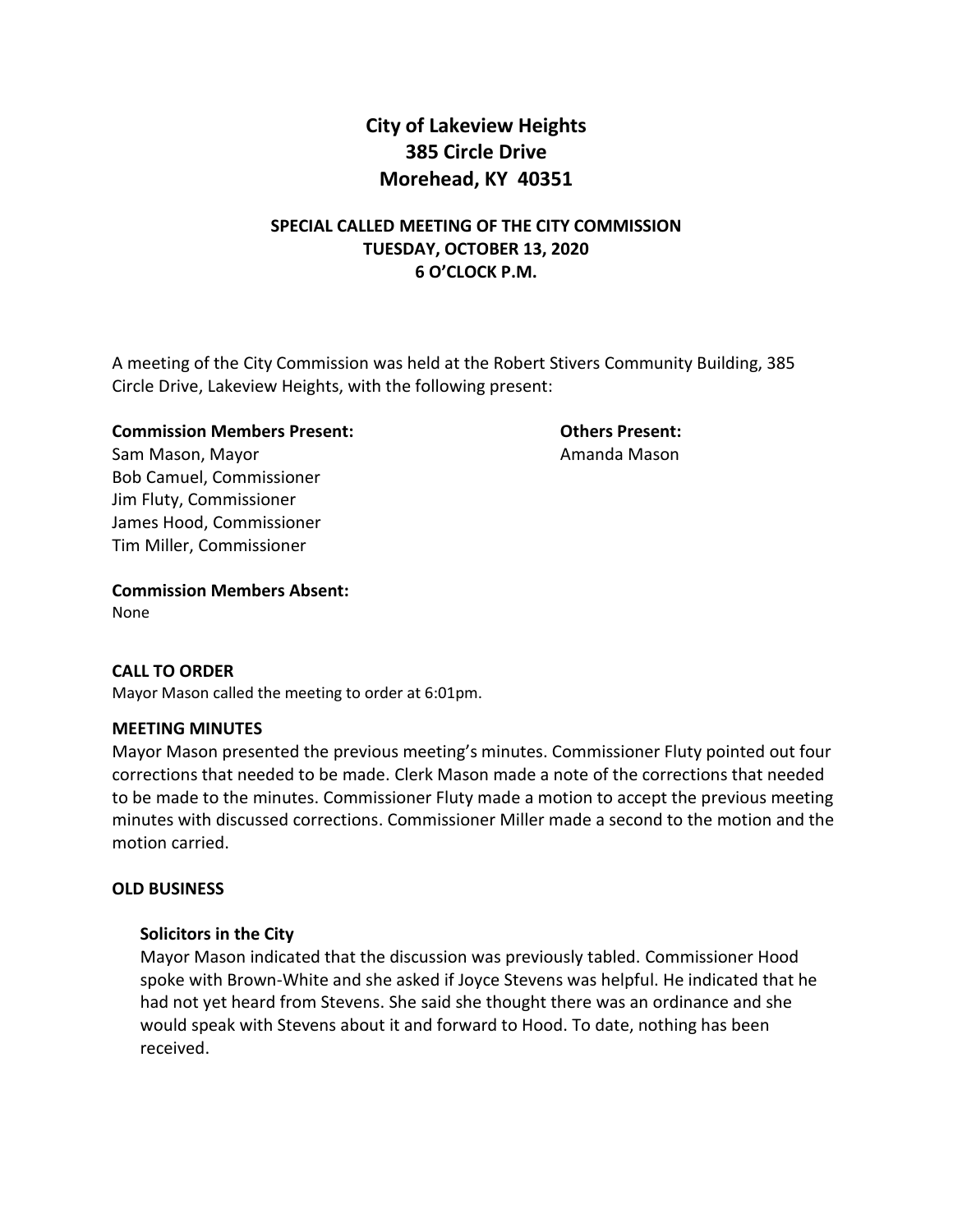# City of Lakeview Heights
# 385 Circle Drive
# Morehead, KY 40351

## SPECIAL CALLED MEETING OF THE CITY COMMISSION
## TUESDAY, OCTOBER 13, 2020
## 6 O'CLOCK P.M.

A meeting of the City Commission was held at the Robert Stivers Community Building, 385 Circle Drive, Lakeview Heights, with the following present:

**Commission Members Present:**
Sam Mason, Mayor
Bob Camuel, Commissioner
Jim Fluty, Commissioner
James Hood, Commissioner
Tim Miller, Commissioner

**Others Present:**
Amanda Mason

**Commission Members Absent:**
None

**CALL TO ORDER**

Mayor Mason called the meeting to order at 6:01pm.

**MEETING MINUTES**

Mayor Mason presented the previous meeting's minutes. Commissioner Fluty pointed out four corrections that needed to be made. Clerk Mason made a note of the corrections that needed to be made to the minutes. Commissioner Fluty made a motion to accept the previous meeting minutes with discussed corrections. Commissioner Miller made a second to the motion and the motion carried.

**OLD BUSINESS**

**Solicitors in the City**

Mayor Mason indicated that the discussion was previously tabled. Commissioner Hood spoke with Brown-White and she asked if Joyce Stevens was helpful. He indicated that he had not yet heard from Stevens. She said she thought there was an ordinance and she would speak with Stevens about it and forward to Hood. To date, nothing has been received.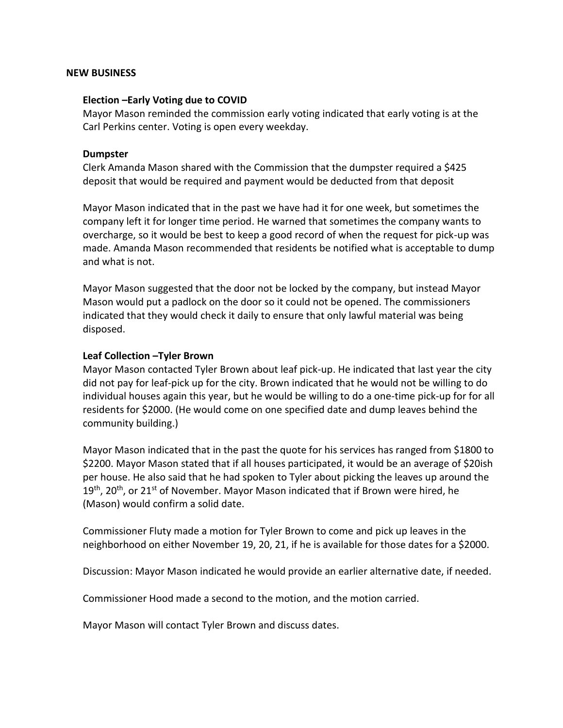## NEW BUSINESS

### Election –Early Voting due to COVID

Mayor Mason reminded the commission early voting indicated that early voting is at the Carl Perkins center. Voting is open every weekday.

### Dumpster

Clerk Amanda Mason shared with the Commission that the dumpster required a $425 deposit that would be required and payment would be deducted from that deposit

Mayor Mason indicated that in the past we have had it for one week, but sometimes the company left it for longer time period. He warned that sometimes the company wants to overcharge, so it would be best to keep a good record of when the request for pick-up was made. Amanda Mason recommended that residents be notified what is acceptable to dump and what is not.

Mayor Mason suggested that the door not be locked by the company, but instead Mayor Mason would put a padlock on the door so it could not be opened. The commissioners indicated that they would check it daily to ensure that only lawful material was being disposed.

### Leaf Collection –Tyler Brown

Mayor Mason contacted Tyler Brown about leaf pick-up. He indicated that last year the city did not pay for leaf-pick up for the city. Brown indicated that he would not be willing to do individual houses again this year, but he would be willing to do a one-time pick-up for for all residents for $2000. (He would come on one specified date and dump leaves behind the community building.)

Mayor Mason indicated that in the past the quote for his services has ranged from $1800 to $2200. Mayor Mason stated that if all houses participated, it would be an average of $20ish per house. He also said that he had spoken to Tyler about picking the leaves up around the 19th, 20th, or 21st of November. Mayor Mason indicated that if Brown were hired, he (Mason) would confirm a solid date.

Commissioner Fluty made a motion for Tyler Brown to come and pick up leaves in the neighborhood on either November 19, 20, 21, if he is available for those dates for a $2000.

Discussion: Mayor Mason indicated he would provide an earlier alternative date, if needed.

Commissioner Hood made a second to the motion, and the motion carried.

Mayor Mason will contact Tyler Brown and discuss dates.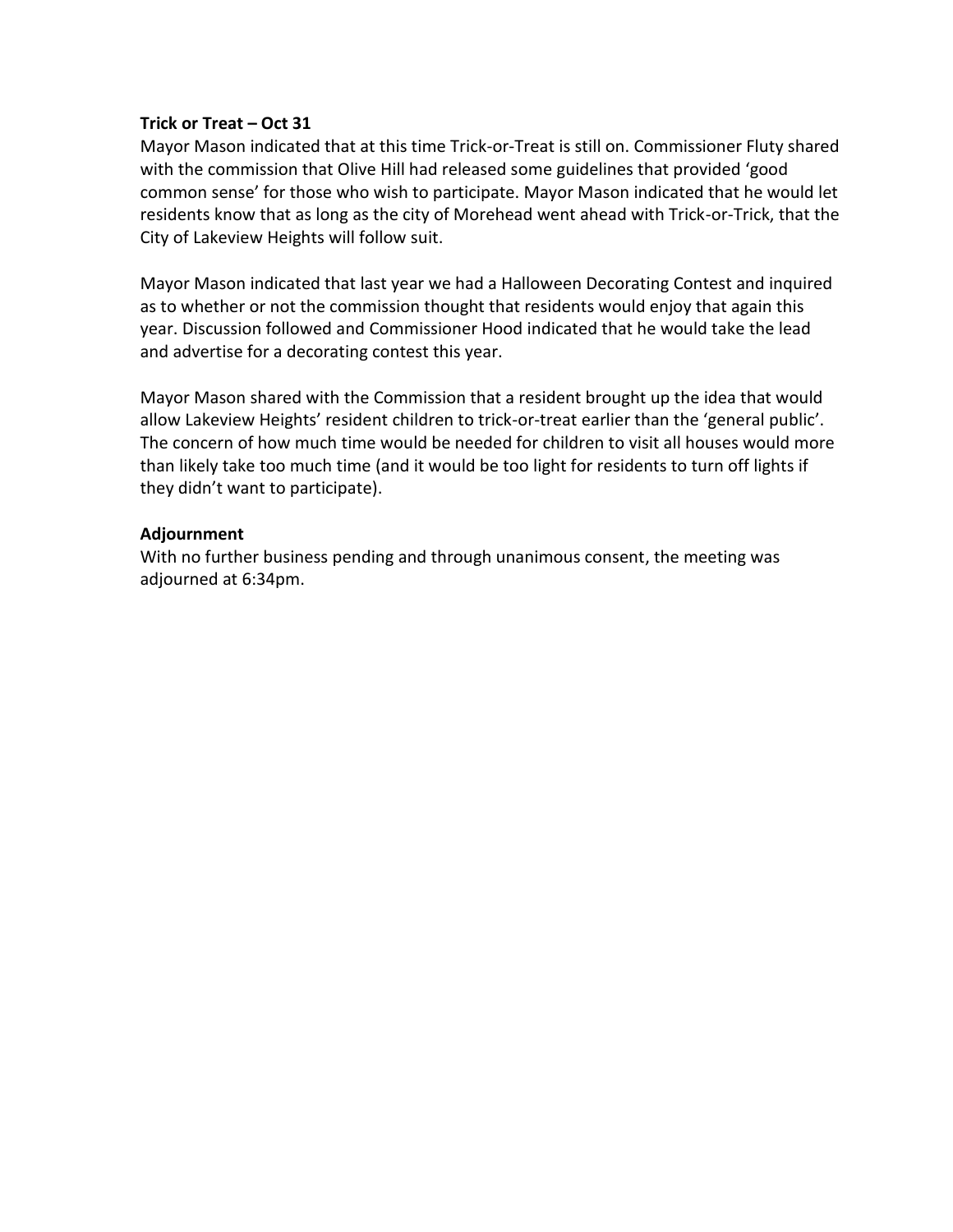**Trick or Treat – Oct 31**

Mayor Mason indicated that at this time Trick-or-Treat is still on. Commissioner Fluty shared with the commission that Olive Hill had released some guidelines that provided 'good common sense' for those who wish to participate. Mayor Mason indicated that he would let residents know that as long as the city of Morehead went ahead with Trick-or-Trick, that the City of Lakeview Heights will follow suit.

Mayor Mason indicated that last year we had a Halloween Decorating Contest and inquired as to whether or not the commission thought that residents would enjoy that again this year. Discussion followed and Commissioner Hood indicated that he would take the lead and advertise for a decorating contest this year.

Mayor Mason shared with the Commission that a resident brought up the idea that would allow Lakeview Heights' resident children to trick-or-treat earlier than the 'general public'. The concern of how much time would be needed for children to visit all houses would more than likely take too much time (and it would be too light for residents to turn off lights if they didn't want to participate).

**Adjournment**

With no further business pending and through unanimous consent, the meeting was adjourned at 6:34pm.